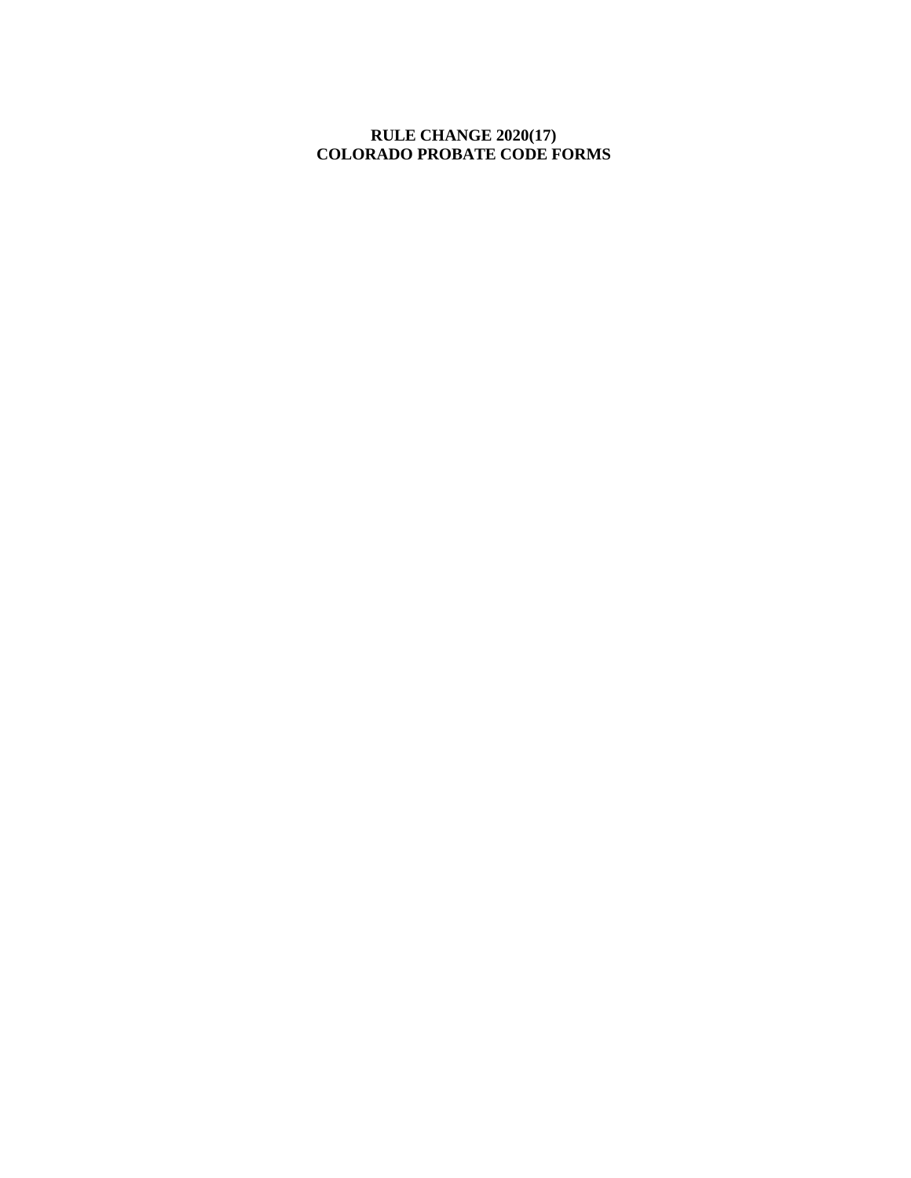# RULE CHANGE 2020(17)
# COLORADO PROBATE CODE FORMS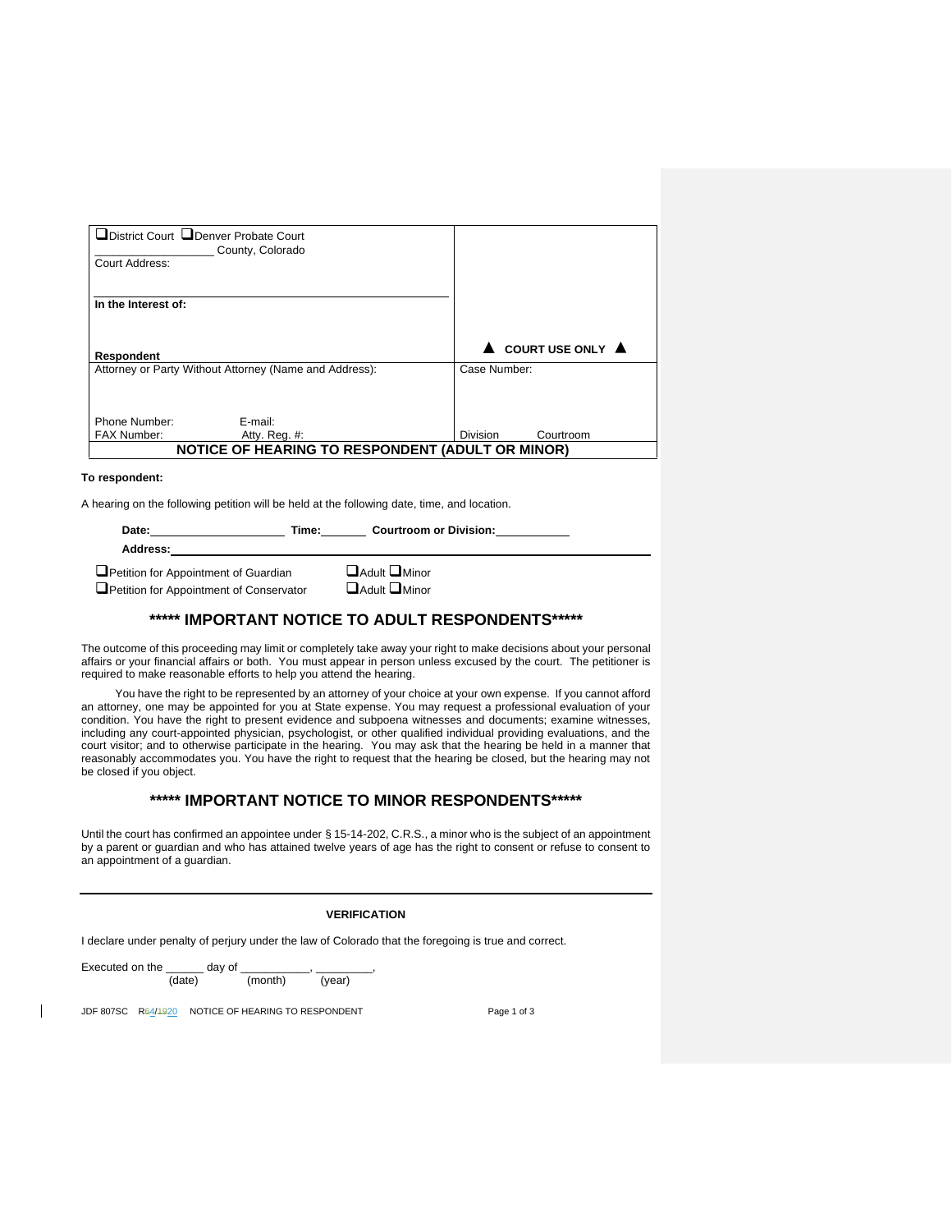| ❑District Court ❑Denver Probate Court<br>\_\_\_\_\_\_\_\_\_\_\_\_\_\_\_\_\_\_ County, Colorado<br>Court Address: | |
|---|---|
| **In the Interest of:**<br><br>**Respondent** | ▲ **COURT USE ONLY** ▲ |
| Attorney or Party Without Attorney (Name and Address):<br><br>Phone Number: E-mail:<br>FAX Number: Atty. Reg. #: | Case Number:<br><br>Division Courtroom |

## NOTICE OF HEARING TO RESPONDENT (ADULT OR MINOR)

**To respondent:**

A hearing on the following petition will be held at the following date, time, and location.

**Date:**\_\_\_\_\_\_\_\_\_\_\_\_\_\_\_\_\_\_\_\_ **Time:**\_\_\_\_\_\_\_ **Courtroom or Division:**\_\_\_\_\_\_\_\_\_\_\_

**Address:**\_\_\_\_\_\_\_\_\_\_\_\_\_\_\_\_\_\_\_\_\_\_\_\_\_\_\_\_\_\_\_\_\_\_\_\_\_\_\_\_\_\_\_\_\_\_\_\_\_\_\_\_\_\_\_\_\_\_\_\_

❑Petition for Appointment of Guardian ❑Adult ❑Minor
❑Petition for Appointment of Conservator ❑Adult ❑Minor

## ***** IMPORTANT NOTICE TO ADULT RESPONDENTS*****

The outcome of this proceeding may limit or completely take away your right to make decisions about your personal affairs or your financial affairs or both. You must appear in person unless excused by the court. The petitioner is required to make reasonable efforts to help you attend the hearing.

You have the right to be represented by an attorney of your choice at your own expense. If you cannot afford an attorney, one may be appointed for you at State expense. You may request a professional evaluation of your condition. You have the right to present evidence and subpoena witnesses and documents; examine witnesses, including any court-appointed physician, psychologist, or other qualified individual providing evaluations, and the court visitor; and to otherwise participate in the hearing. You may ask that the hearing be held in a manner that reasonably accommodates you. You have the right to request that the hearing be closed, but the hearing may not be closed if you object.

## ***** IMPORTANT NOTICE TO MINOR RESPONDENTS*****

Until the court has confirmed an appointee under § 15-14-202, C.R.S., a minor who is the subject of an appointment by a parent or guardian and who has attained twelve years of age has the right to consent or refuse to consent to an appointment of a guardian.

---

**VERIFICATION**

I declare under penalty of perjury under the law of Colorado that the foregoing is true and correct.

Executed on the \_\_\_\_\_\_ day of \_\_\_\_\_\_\_\_\_\_\_, \_\_\_\_\_\_\_\_\_,
(date) (month) (year)

JDF 807SC R4/20 NOTICE OF HEARING TO RESPONDENT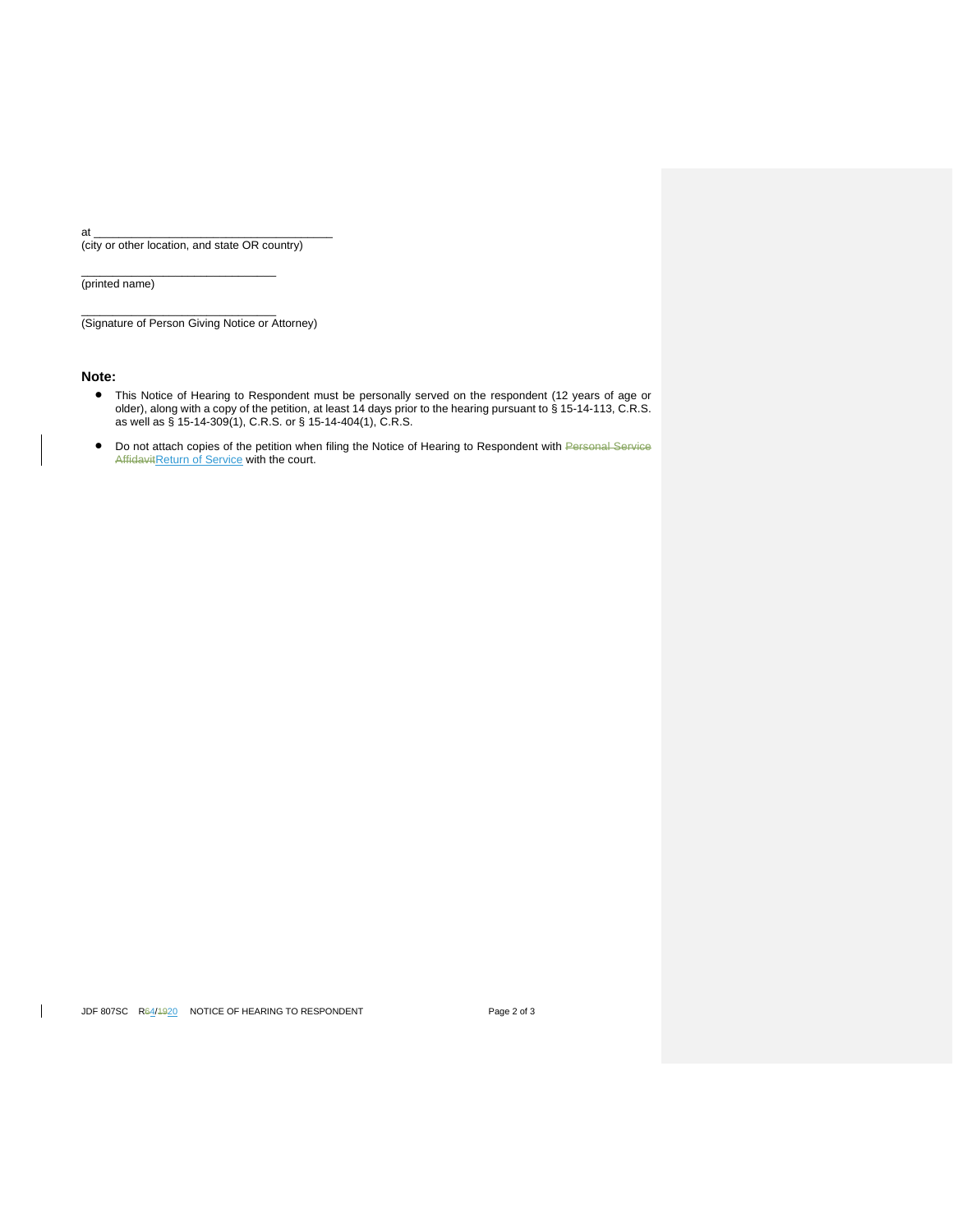at ______________________________________
(city or other location, and state OR country)

_______________________________
(printed name)

_______________________________
(Signature of Person Giving Notice or Attorney)

**Note:**

- This Notice of Hearing to Respondent must be personally served on the respondent (12 years of age or older), along with a copy of the petition, at least 14 days prior to the hearing pursuant to § 15-14-113, C.R.S. as well as § 15-14-309(1), C.R.S. or § 15-14-404(1), C.R.S.

- Do not attach copies of the petition when filing the Notice of Hearing to Respondent with ~~Personal Service Affidavit~~Return of Service with the court.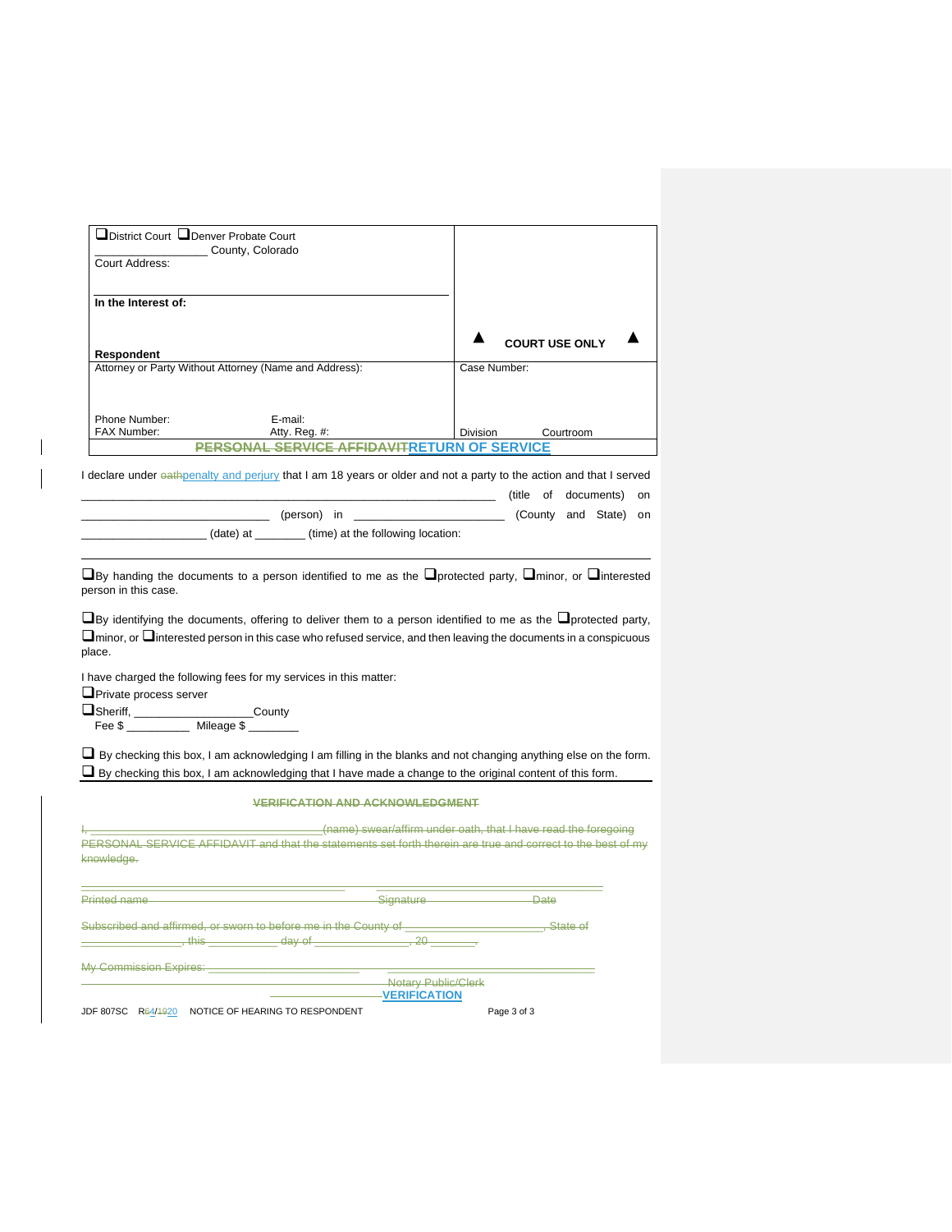| ❑ District Court ❑ Denver Probate Court<br>\_\_\_\_\_\_\_\_\_\_\_\_\_\_\_\_\_\_ County, Colorado<br>Court Address:<br><br>**In the Interest of:**<br><br>**Respondent** | ▲ **COURT USE ONLY** ▲ |
|---|---|
| Attorney or Party Without Attorney (Name and Address):<br><br>Phone Number: E-mail:<br>FAX Number: Atty. Reg. #: | Case Number:<br><br>Division Courtroom |

## ~~PERSONAL SERVICE AFFIDAVIT~~RETURN OF SERVICE

I declare under ~~oath~~penalty and perjury that I am 18 years or older and not a party to the action and that I served \_\_\_\_\_\_\_\_\_\_\_\_\_\_\_\_\_\_\_\_\_\_\_\_\_\_\_\_\_\_\_\_\_\_\_\_\_\_\_\_\_\_\_\_\_\_\_\_\_\_\_\_\_\_\_\_\_\_\_\_\_\_\_ (title of documents) on \_\_\_\_\_\_\_\_\_\_\_\_\_\_\_\_\_\_\_\_\_\_\_\_\_\_\_\_\_\_ (person) in \_\_\_\_\_\_\_\_\_\_\_\_\_\_\_\_\_\_\_\_\_\_\_\_ (County and State) on \_\_\_\_\_\_\_\_\_\_\_\_\_\_\_\_\_\_\_\_ (date) at \_\_\_\_\_\_\_\_ (time) at the following location:

\_\_\_\_\_\_\_\_\_\_\_\_\_\_\_\_\_\_\_\_\_\_\_\_\_\_\_\_\_\_\_\_\_\_\_\_\_\_\_\_\_\_\_\_\_\_\_\_\_\_\_\_\_\_\_\_\_\_\_\_\_\_\_\_\_\_\_\_\_\_\_\_\_\_\_\_\_\_\_\_\_\_\_\_\_\_

❑ By handing the documents to a person identified to me as the ❑ protected party, ❑ minor, or ❑ interested person in this case.

❑ By identifying the documents, offering to deliver them to a person identified to me as the ❑ protected party, ❑ minor, or ❑ interested person in this case who refused service, and then leaving the documents in a conspicuous place.

I have charged the following fees for my services in this matter:

❑ Private process server

❑ Sheriff, \_\_\_\_\_\_\_\_\_\_\_\_\_\_\_\_\_\_\_County

Fee $ \_\_\_\_\_\_\_\_\_\_ Mileage $ \_\_\_\_\_\_\_\_

❑ By checking this box, I am acknowledging I am filling in the blanks and not changing anything else on the form.

❑ By checking this box, I am acknowledging that I have made a change to the original content of this form.

### ~~VERIFICATION AND ACKNOWLEDGMENT~~

~~I, \_\_\_\_\_\_\_\_\_\_\_\_\_\_\_\_\_\_\_\_\_\_\_\_\_\_\_\_\_\_\_\_\_\_\_\_\_(name) swear/affirm under oath, that I have read the foregoing PERSONAL SERVICE AFFIDAVIT and that the statements set forth therein are true and correct to the best of my knowledge.~~

~~\_\_\_\_\_\_\_\_\_\_\_\_\_\_\_\_\_\_\_\_\_\_\_\_\_\_\_\_\_\_\_\_\_\_\_\_\_\_\_\_ \_\_\_\_\_\_\_\_\_\_\_\_\_\_\_\_\_\_\_\_\_\_\_\_\_\_\_\_\_\_\_\_\_\_\_\_\_~~

~~Printed name Signature Date~~

~~Subscribed and affirmed, or sworn to before me in the County of \_\_\_\_\_\_\_\_\_\_\_\_\_\_\_\_\_\_\_\_\_\_\_, State of \_\_\_\_\_\_\_\_\_\_\_\_\_\_\_\_, this \_\_\_\_\_\_\_\_\_\_\_ day of \_\_\_\_\_\_\_\_\_\_\_\_\_\_\_, 20 \_\_\_\_\_\_\_.~~

~~My Commission Expires: \_\_\_\_\_\_\_\_\_\_\_\_\_\_\_\_\_\_\_\_\_\_\_ \_\_\_\_\_\_\_\_\_\_\_\_\_\_\_\_\_\_\_\_\_\_\_\_\_\_\_\_\_\_\_\_~~

~~Notary Public/Clerk~~

\_\_\_\_\_\_\_\_\_\_\_\_\_\_\_\_\_\_VERIFICATION

JDF 807SC R~~6~~4/~~19~~20 NOTICE OF HEARING TO RESPONDENT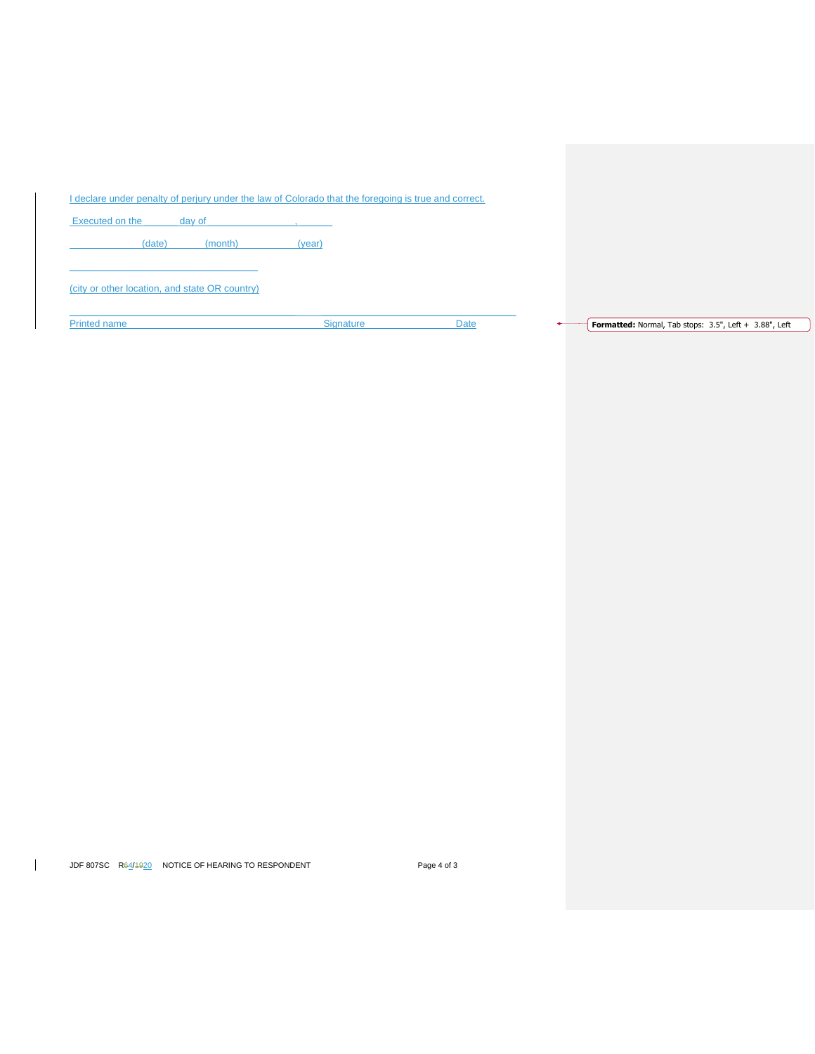I declare under penalty of perjury under the law of Colorado that the foregoing is true and correct.

Executed on the ________ day of ____________________, ________

(date) (month) (year)

________________________________________

(city or other location, and state OR country)

_______________________________________________________________________________

Printed name Signature Date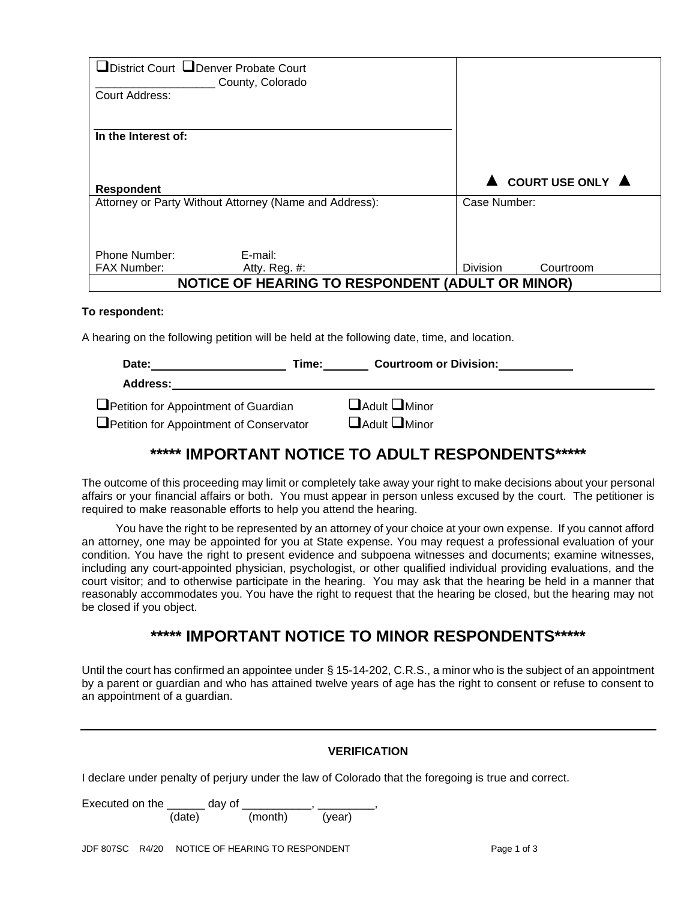| ❑District Court ❑Denver Probate Court<br>__________________ County, Colorado<br>Court Address:<br><br>**In the Interest of:**<br><br>**Respondent** | ▲ **COURT USE ONLY** ▲ |
|---|---|
| Attorney or Party Without Attorney (Name and Address):<br><br>Phone Number: E-mail:<br>FAX Number: Atty. Reg. #: | Case Number:<br><br>Division Courtroom |

## NOTICE OF HEARING TO RESPONDENT (ADULT OR MINOR)

**To respondent:**

A hearing on the following petition will be held at the following date, time, and location.

**Date:**____________________ **Time:**_______ **Courtroom or Division:**___________

**Address:**______________________________________________________________

❑Petition for Appointment of Guardian ❑Adult ❑Minor

❑Petition for Appointment of Conservator ❑Adult ❑Minor

## ***** IMPORTANT NOTICE TO ADULT RESPONDENTS*****

The outcome of this proceeding may limit or completely take away your right to make decisions about your personal affairs or your financial affairs or both. You must appear in person unless excused by the court. The petitioner is required to make reasonable efforts to help you attend the hearing.

You have the right to be represented by an attorney of your choice at your own expense. If you cannot afford an attorney, one may be appointed for you at State expense. You may request a professional evaluation of your condition. You have the right to present evidence and subpoena witnesses and documents; examine witnesses, including any court-appointed physician, psychologist, or other qualified individual providing evaluations, and the court visitor; and to otherwise participate in the hearing. You may ask that the hearing be held in a manner that reasonably accommodates you. You have the right to request that the hearing be closed, but the hearing may not be closed if you object.

## ***** IMPORTANT NOTICE TO MINOR RESPONDENTS*****

Until the court has confirmed an appointee under § 15-14-202, C.R.S., a minor who is the subject of an appointment by a parent or guardian and who has attained twelve years of age has the right to consent or refuse to consent to an appointment of a guardian.

---

### VERIFICATION

I declare under penalty of perjury under the law of Colorado that the foregoing is true and correct.

Executed on the ______ day of ___________, _________,
(date) (month) (year)

JDF 807SC R4/20 NOTICE OF HEARING TO RESPONDENT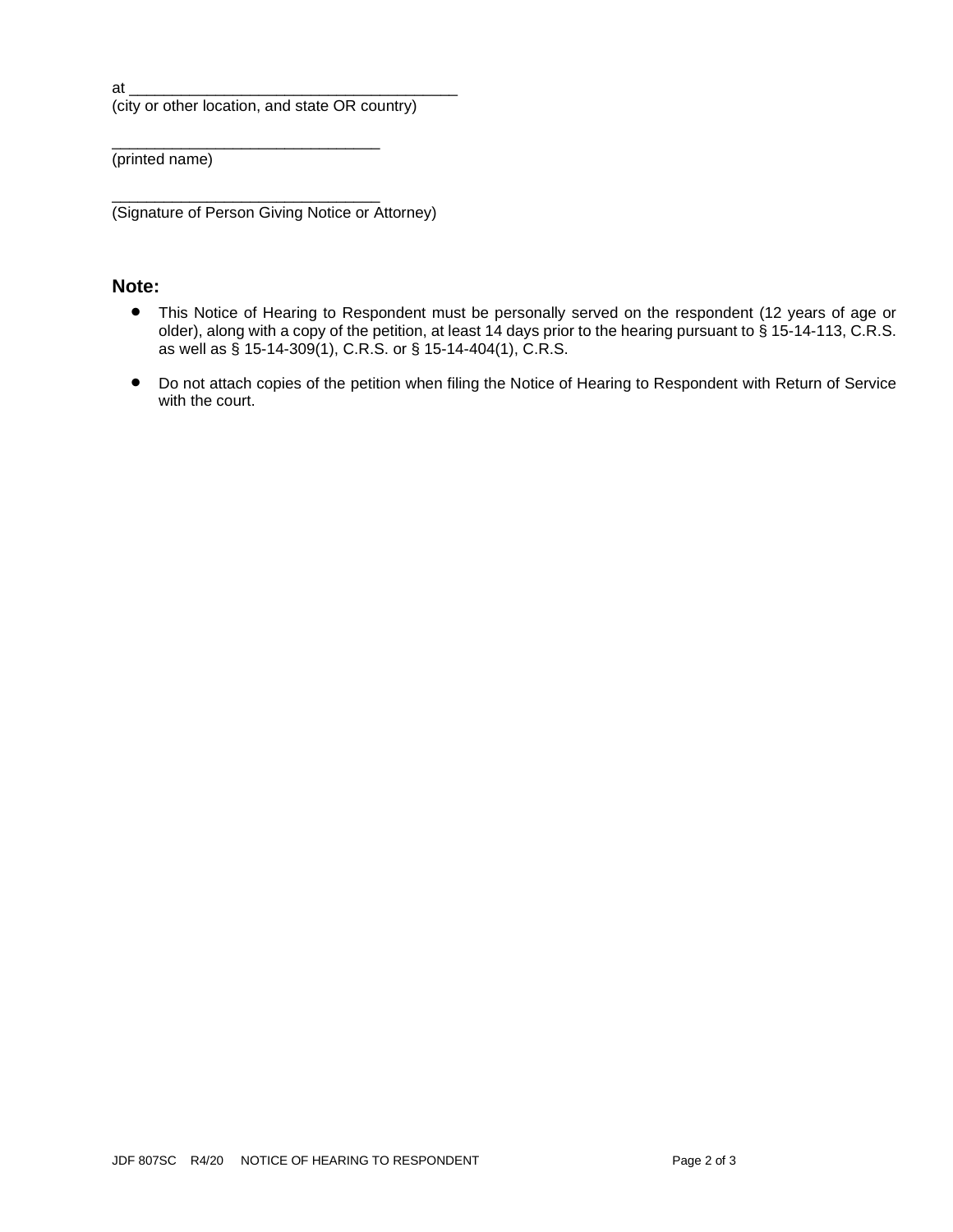at ______________________________________
(city or other location, and state OR country)

_______________________________
(printed name)

_______________________________
(Signature of Person Giving Notice or Attorney)

**Note:**

- This Notice of Hearing to Respondent must be personally served on the respondent (12 years of age or older), along with a copy of the petition, at least 14 days prior to the hearing pursuant to § 15-14-113, C.R.S. as well as § 15-14-309(1), C.R.S. or § 15-14-404(1), C.R.S.
- Do not attach copies of the petition when filing the Notice of Hearing to Respondent with Return of Service with the court.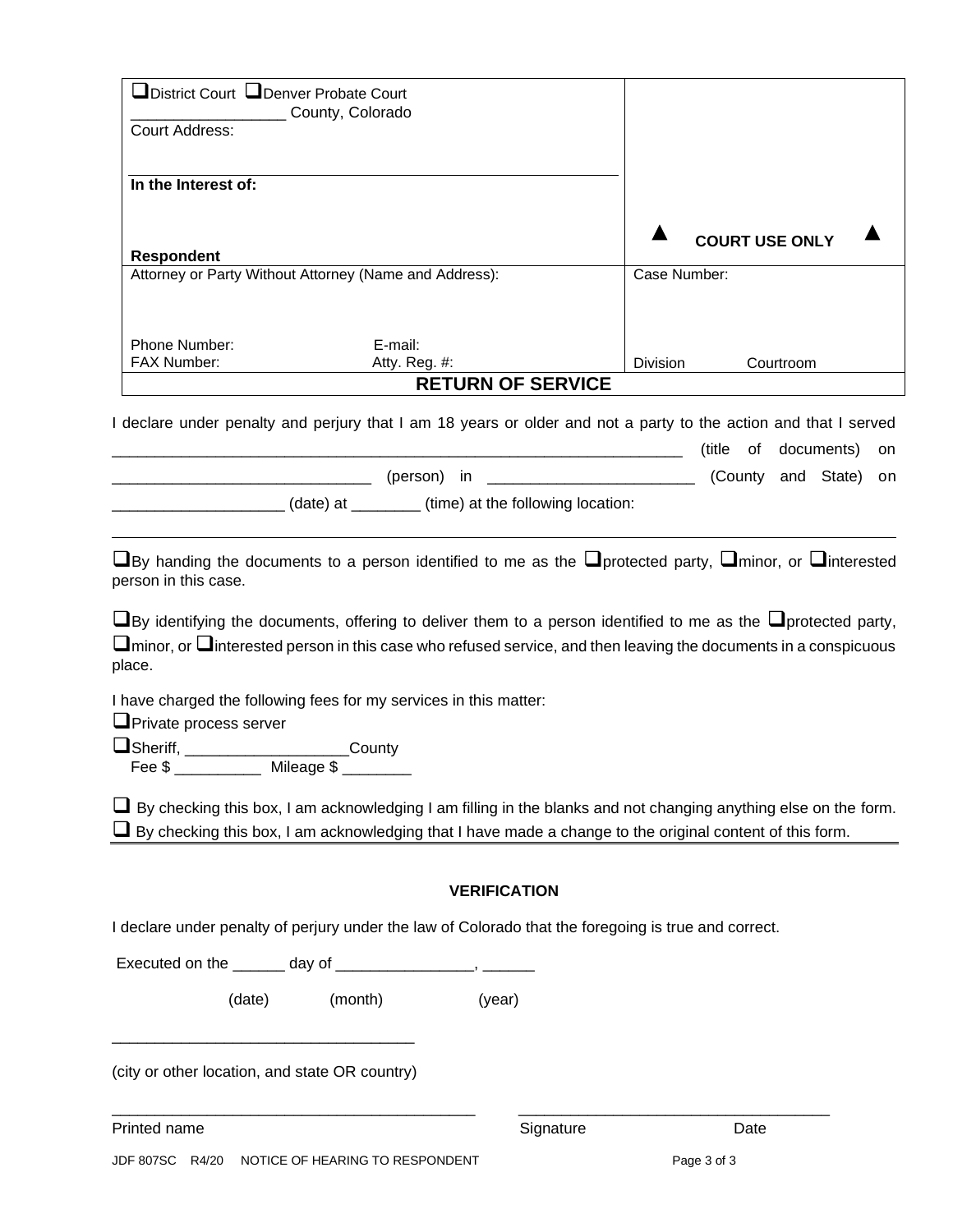| ❑District Court ❑Denver Probate Court<br>\_\_\_\_\_\_\_\_\_\_\_\_\_\_\_\_\_\_ County, Colorado<br>Court Address:<br><br>**In the Interest of:**<br><br><br>**Respondent** | <br><br><br><br><br><br>▲ **COURT USE ONLY** ▲ |
|---|---|
| Attorney or Party Without Attorney (Name and Address):<br><br><br>Phone Number: E-mail:<br>FAX Number: Atty. Reg. #: | Case Number:<br><br><br><br>Division Courtroom |
| **RETURN OF SERVICE** | |

I declare under penalty and perjury that I am 18 years or older and not a party to the action and that I served \_\_\_\_\_\_\_\_\_\_\_\_\_\_\_\_\_\_\_\_\_\_\_\_\_\_\_\_\_\_\_\_\_\_\_\_\_\_\_\_\_\_\_\_\_\_\_\_\_\_\_\_\_\_\_\_\_\_\_\_\_\_\_\_\_\_ (title of documents) on \_\_\_\_\_\_\_\_\_\_\_\_\_\_\_\_\_\_\_\_\_\_\_\_\_\_\_\_\_\_ (person) in \_\_\_\_\_\_\_\_\_\_\_\_\_\_\_\_\_\_\_\_\_\_\_ (County and State) on \_\_\_\_\_\_\_\_\_\_\_\_\_\_\_\_\_\_\_ (date) at \_\_\_\_\_\_\_\_ (time) at the following location:

\_\_\_\_\_\_\_\_\_\_\_\_\_\_\_\_\_\_\_\_\_\_\_\_\_\_\_\_\_\_\_\_\_\_\_\_\_\_\_\_\_\_\_\_\_\_\_\_\_\_\_\_\_\_\_\_\_\_\_\_\_\_\_\_\_\_\_\_\_\_\_\_\_\_\_\_\_\_\_\_\_\_\_\_\_\_\_\_\_\_

❑By handing the documents to a person identified to me as the ❑protected party, ❑minor, or ❑interested person in this case.

❑By identifying the documents, offering to deliver them to a person identified to me as the ❑protected party, ❑minor, or ❑interested person in this case who refused service, and then leaving the documents in a conspicuous place.

I have charged the following fees for my services in this matter:

❑Private process server

❑Sheriff, \_\_\_\_\_\_\_\_\_\_\_\_\_\_\_\_\_\_\_County
Fee $ \_\_\_\_\_\_\_\_\_\_ Mileage $ \_\_\_\_\_\_\_\_

❑ By checking this box, I am acknowledging I am filling in the blanks and not changing anything else on the form.

❑ By checking this box, I am acknowledging that I have made a change to the original content of this form.

### VERIFICATION

I declare under penalty of perjury under the law of Colorado that the foregoing is true and correct.

Executed on the \_\_\_\_\_\_ day of \_\_\_\_\_\_\_\_\_\_\_\_\_\_\_\_, \_\_\_\_\_\_
(date) (month) (year)

\_\_\_\_\_\_\_\_\_\_\_\_\_\_\_\_\_\_\_\_\_\_\_\_\_\_\_\_\_\_\_\_\_\_\_
(city or other location, and state OR country)

\_\_\_\_\_\_\_\_\_\_\_\_\_\_\_\_\_\_\_\_\_\_\_\_\_\_\_\_\_\_\_\_\_\_\_\_\_\_\_\_\_\_ \_\_\_\_\_\_\_\_\_\_\_\_\_\_\_\_\_\_\_\_\_\_\_\_\_\_\_\_\_\_\_\_\_\_\_\_
Printed name Signature Date

JDF 807SC R4/20 NOTICE OF HEARING TO RESPONDENT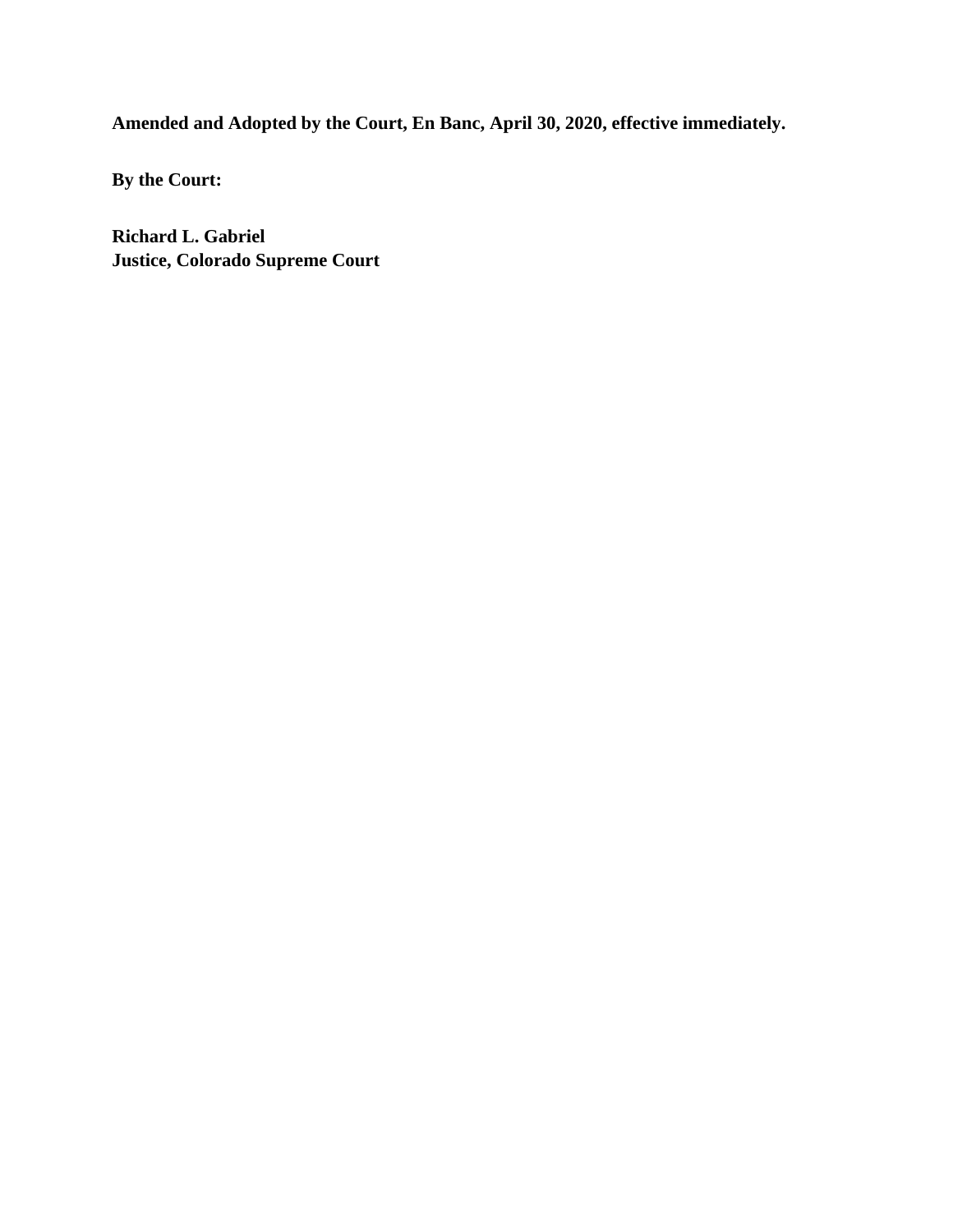**Amended and Adopted by the Court, En Banc, April 30, 2020, effective immediately.**

**By the Court:**

**Richard L. Gabriel**
**Justice, Colorado Supreme Court**